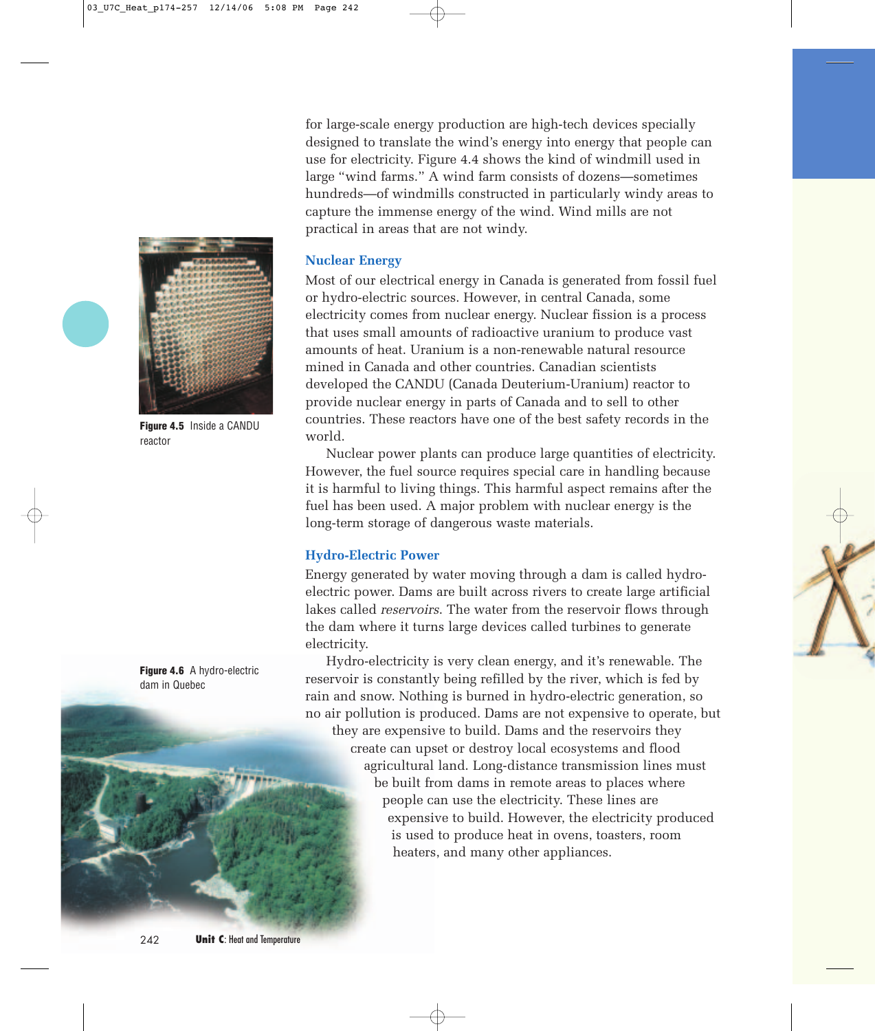for large-scale energy production are high-tech devices specially designed to translate the wind's energy into energy that people can use for electricity. Figure 4.4 shows the kind of windmill used in large "wind farms." A wind farm consists of dozens—sometimes hundreds—of windmills constructed in particularly windy areas to capture the immense energy of the wind. Wind mills are not practical in areas that are not windy.

## Nuclear Energy

Most of our electrical energy in Canada is generated from fossil fuel or hydro-electric sources. However, in central Canada, some electricity comes from nuclear energy. Nuclear fission is a process that uses small amounts of radioactive uranium to produce vast amounts of heat. Uranium is a non-renewable natural resource mined in Canada and other countries. Canadian scientists developed the CANDU (Canada Deuterium-Uranium) reactor to provide nuclear energy in parts of Canada and to sell to other countries. These reactors have one of the best safety records in the world.

**Figure 4.5** Inside a CANDU reactor

Nuclear power plants can produce large quantities of electricity. However, the fuel source requires special care in handling because it is harmful to living things. This harmful aspect remains after the fuel has been used. A major problem with nuclear energy is the long-term storage of dangerous waste materials.

## Hydro-Electric Power

Energy generated by water moving through a dam is called hydro-electric power. Dams are built across rivers to create large artificial lakes called *reservoirs*. The water from the reservoir flows through the dam where it turns large devices called turbines to generate electricity.

Hydro-electricity is very clean energy, and it's renewable. The reservoir is constantly being refilled by the river, which is fed by rain and snow. Nothing is burned in hydro-electric generation, so no air pollution is produced. Dams are not expensive to operate, but they are expensive to build. Dams and the reservoirs they create can upset or destroy local ecosystems and flood agricultural land. Long-distance transmission lines must be built from dams in remote areas to places where people can use the electricity. These lines are expensive to build. However, the electricity produced is used to produce heat in ovens, toasters, room heaters, and many other appliances.

**Figure 4.6** A hydro-electric dam in Quebec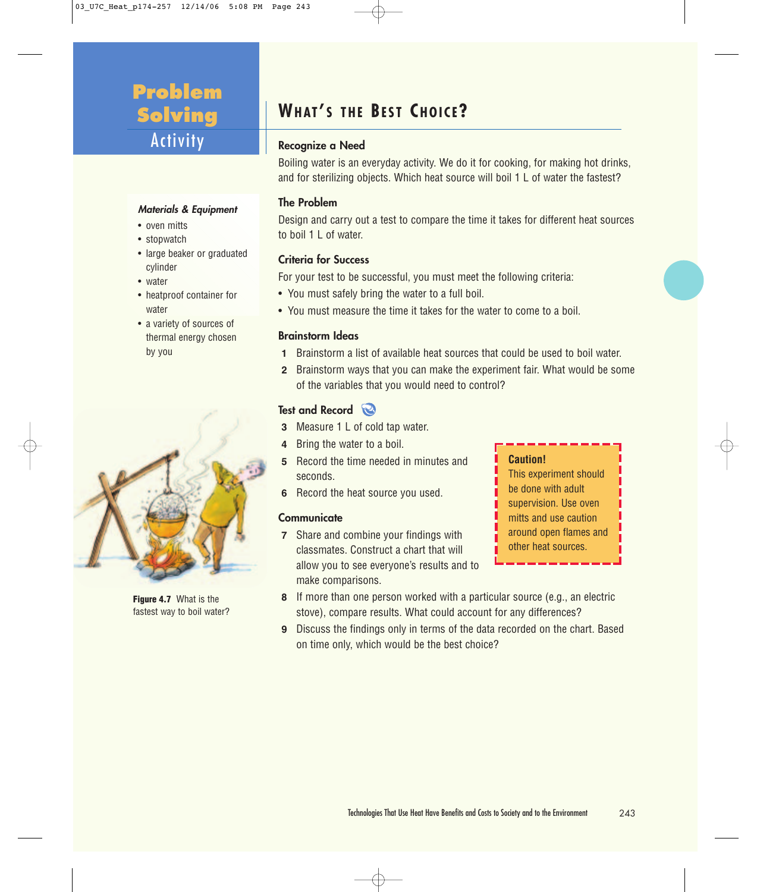# Problem Solving Activity

## What's the Best Choice?

### Recognize a Need

Boiling water is an everyday activity. We do it for cooking, for making hot drinks, and for sterilizing objects. Which heat source will boil 1 L of water the fastest?

### The Problem

Design and carry out a test to compare the time it takes for different heat sources to boil 1 L of water.

### Criteria for Success

For your test to be successful, you must meet the following criteria:

- You must safely bring the water to a full boil.
- You must measure the time it takes for the water to come to a boil.

### Brainstorm Ideas

1. Brainstorm a list of available heat sources that could be used to boil water.
2. Brainstorm ways that you can make the experiment fair. What would be some of the variables that you would need to control?

### Test and Record

3. Measure 1 L of cold tap water.
4. Bring the water to a boil.
5. Record the time needed in minutes and seconds.
6. Record the heat source you used.

### Communicate

7. Share and combine your findings with classmates. Construct a chart that will allow you to see everyone's results and to make comparisons.
8. If more than one person worked with a particular source (e.g., an electric stove), compare results. What could account for any differences?
9. Discuss the findings only in terms of the data recorded on the chart. Based on time only, which would be the best choice?

**Caution!**
This experiment should be done with adult supervision. Use oven mitts and use caution around open flames and other heat sources.

*Materials & Equipment*

- oven mitts
- stopwatch
- large beaker or graduated cylinder
- water
- heatproof container for water
- a variety of sources of thermal energy chosen by you

**Figure 4.7** What is the fastest way to boil water?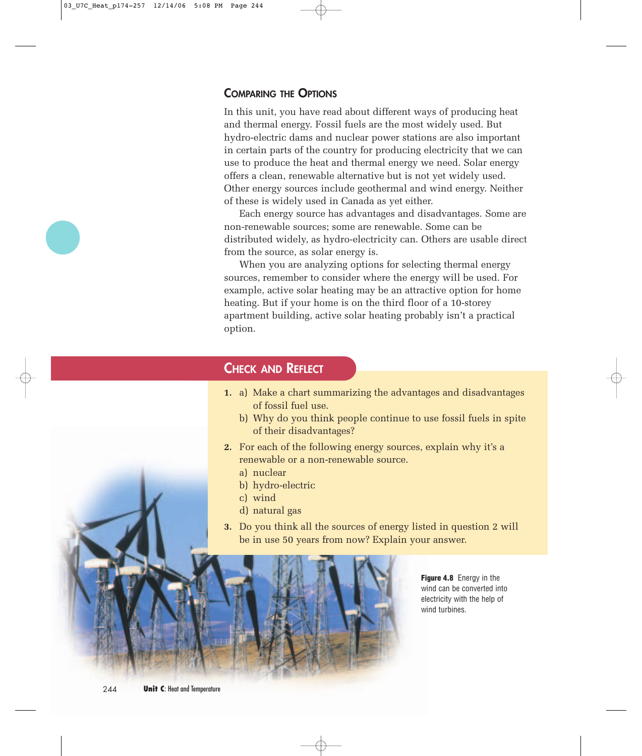## Comparing the Options

In this unit, you have read about different ways of producing heat and thermal energy. Fossil fuels are the most widely used. But hydro-electric dams and nuclear power stations are also important in certain parts of the country for producing electricity that we can use to produce the heat and thermal energy we need. Solar energy offers a clean, renewable alternative but is not yet widely used. Other energy sources include geothermal and wind energy. Neither of these is widely used in Canada as yet either.

Each energy source has advantages and disadvantages. Some are non-renewable sources; some are renewable. Some can be distributed widely, as hydro-electricity can. Others are usable direct from the source, as solar energy is.

When you are analyzing options for selecting thermal energy sources, remember to consider where the energy will be used. For example, active solar heating may be an attractive option for home heating. But if your home is on the third floor of a 10-storey apartment building, active solar heating probably isn't a practical option.

## Check and Reflect

1. a) Make a chart summarizing the advantages and disadvantages of fossil fuel use.
   b) Why do you think people continue to use fossil fuels in spite of their disadvantages?
2. For each of the following energy sources, explain why it's a renewable or a non-renewable source.
   a) nuclear
   b) hydro-electric
   c) wind
   d) natural gas
3. Do you think all the sources of energy listed in question 2 will be in use 50 years from now? Explain your answer.

**Figure 4.8** Energy in the wind can be converted into electricity with the help of wind turbines.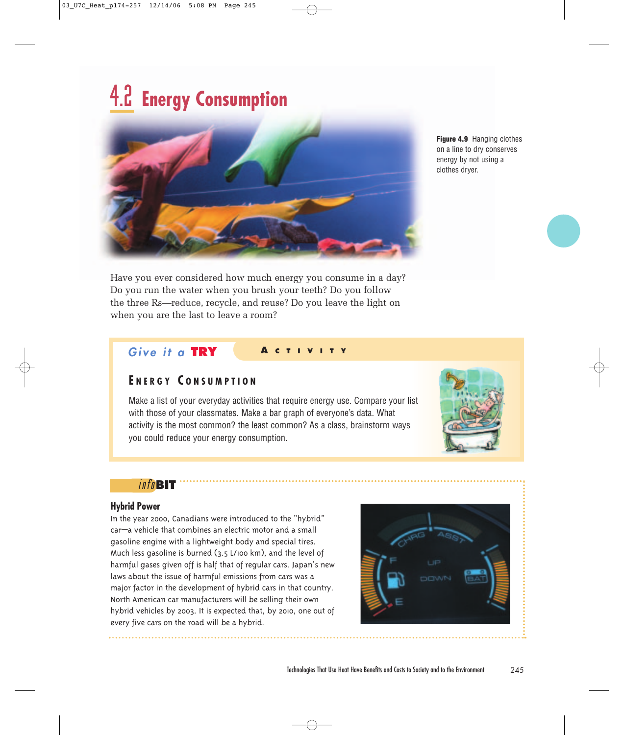# 4.2 Energy Consumption

Figure 4.9 Hanging clothes on a line to dry conserves energy by not using a clothes dryer.

Have you ever considered how much energy you consume in a day? Do you run the water when you brush your teeth? Do you follow the three Rs—reduce, recycle, and reuse? Do you leave the light on when you are the last to leave a room?

## Give it a TRY — Activity

### Energy Consumption

Make a list of your everyday activities that require energy use. Compare your list with those of your classmates. Make a bar graph of everyone's data. What activity is the most common? the least common? As a class, brainstorm ways you could reduce your energy consumption.

## infoBIT

### Hybrid Power

In the year 2000, Canadians were introduced to the "hybrid" car—a vehicle that combines an electric motor and a small gasoline engine with a lightweight body and special tires. Much less gasoline is burned (3.5 L/100 km), and the level of harmful gases given off is half that of regular cars. Japan's new laws about the issue of harmful emissions from cars was a major factor in the development of hybrid cars in that country. North American car manufacturers will be selling their own hybrid vehicles by 2003. It is expected that, by 2010, one out of every five cars on the road will be a hybrid.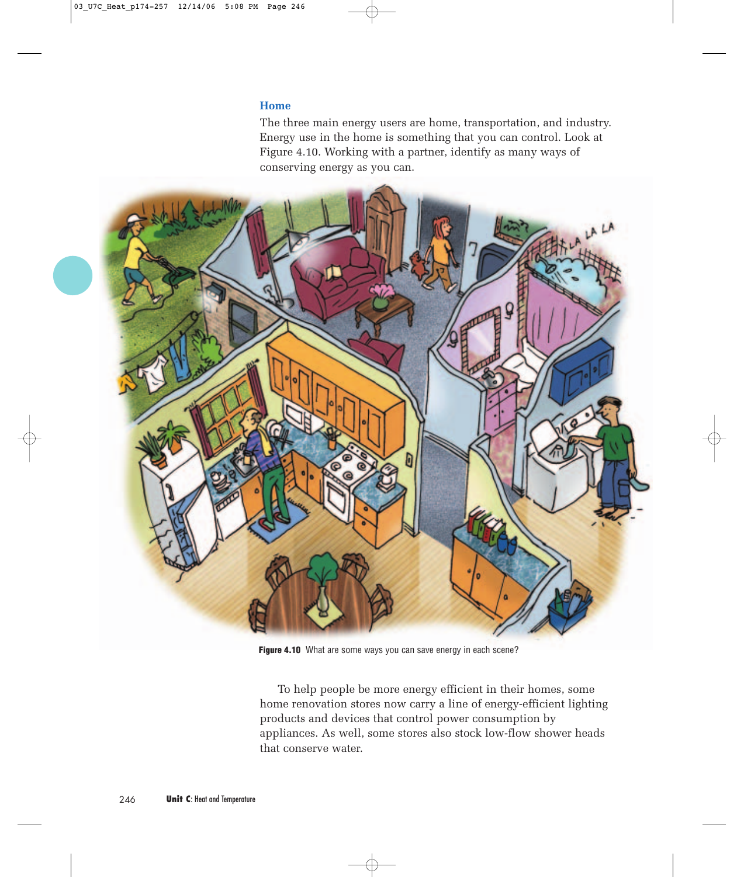## Home

The three main energy users are home, transportation, and industry. Energy use in the home is something that you can control. Look at Figure 4.10. Working with a partner, identify as many ways of conserving energy as you can.

**Figure 4.10** What are some ways you can save energy in each scene?

To help people be more energy efficient in their homes, some home renovation stores now carry a line of energy-efficient lighting products and devices that control power consumption by appliances. As well, some stores also stock low-flow shower heads that conserve water.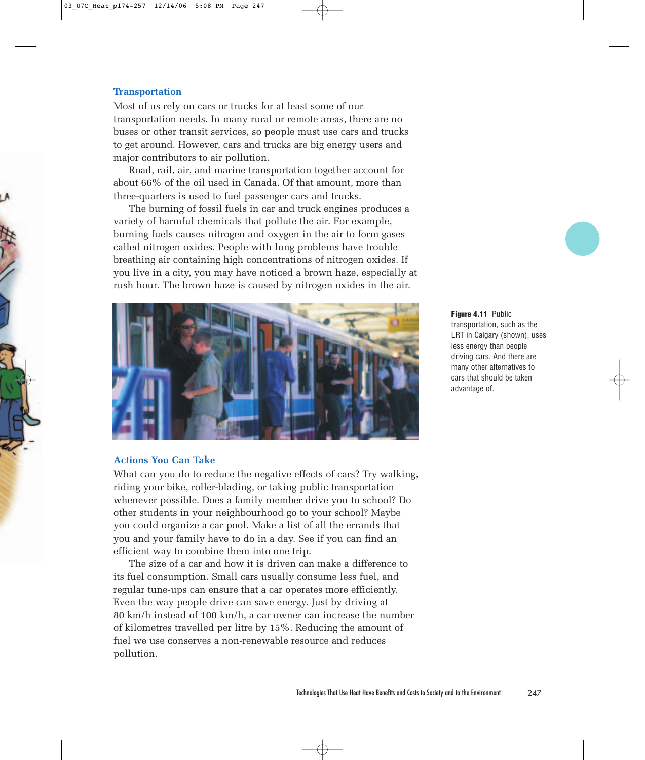### Transportation

Most of us rely on cars or trucks for at least some of our transportation needs. In many rural or remote areas, there are no buses or other transit services, so people must use cars and trucks to get around. However, cars and trucks are big energy users and major contributors to air pollution.

Road, rail, air, and marine transportation together account for about 66% of the oil used in Canada. Of that amount, more than three-quarters is used to fuel passenger cars and trucks.

The burning of fossil fuels in car and truck engines produces a variety of harmful chemicals that pollute the air. For example, burning fuels causes nitrogen and oxygen in the air to form gases called nitrogen oxides. People with lung problems have trouble breathing air containing high concentrations of nitrogen oxides. If you live in a city, you may have noticed a brown haze, especially at rush hour. The brown haze is caused by nitrogen oxides in the air.

**Figure 4.11** Public transportation, such as the LRT in Calgary (shown), uses less energy than people driving cars. And there are many other alternatives to cars that should be taken advantage of.

### Actions You Can Take

What can you do to reduce the negative effects of cars? Try walking, riding your bike, roller-blading, or taking public transportation whenever possible. Does a family member drive you to school? Do other students in your neighbourhood go to your school? Maybe you could organize a car pool. Make a list of all the errands that you and your family have to do in a day. See if you can find an efficient way to combine them into one trip.

The size of a car and how it is driven can make a difference to its fuel consumption. Small cars usually consume less fuel, and regular tune-ups can ensure that a car operates more efficiently. Even the way people drive can save energy. Just by driving at 80 km/h instead of 100 km/h, a car owner can increase the number of kilometres travelled per litre by 15%. Reducing the amount of fuel we use conserves a non-renewable resource and reduces pollution.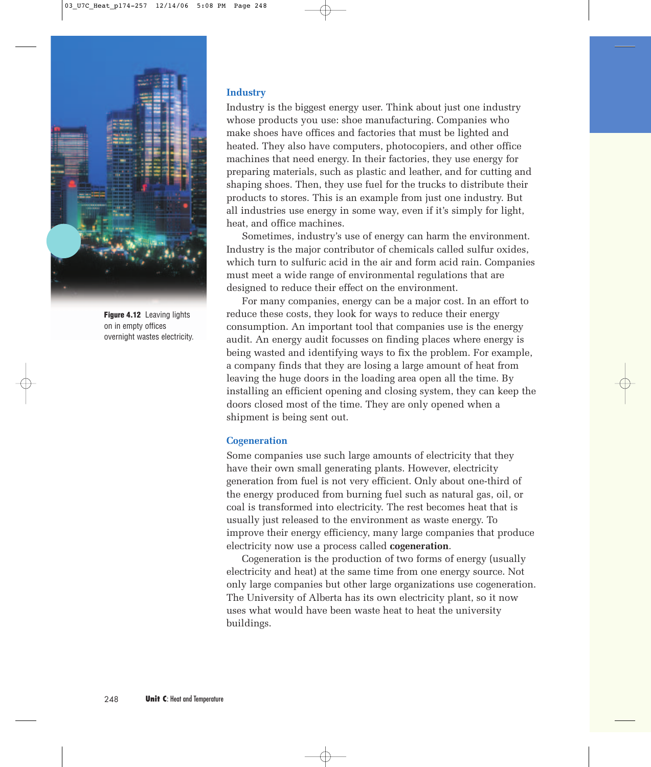Figure 4.12 Leaving lights on in empty offices overnight wastes electricity.

### Industry

Industry is the biggest energy user. Think about just one industry whose products you use: shoe manufacturing. Companies who make shoes have offices and factories that must be lighted and heated. They also have computers, photocopiers, and other office machines that need energy. In their factories, they use energy for preparing materials, such as plastic and leather, and for cutting and shaping shoes. Then, they use fuel for the trucks to distribute their products to stores. This is an example from just one industry. But all industries use energy in some way, even if it's simply for light, heat, and office machines.

Sometimes, industry's use of energy can harm the environment. Industry is the major contributor of chemicals called sulfur oxides, which turn to sulfuric acid in the air and form acid rain. Companies must meet a wide range of environmental regulations that are designed to reduce their effect on the environment.

For many companies, energy can be a major cost. In an effort to reduce these costs, they look for ways to reduce their energy consumption. An important tool that companies use is the energy audit. An energy audit focusses on finding places where energy is being wasted and identifying ways to fix the problem. For example, a company finds that they are losing a large amount of heat from leaving the huge doors in the loading area open all the time. By installing an efficient opening and closing system, they can keep the doors closed most of the time. They are only opened when a shipment is being sent out.

### Cogeneration

Some companies use such large amounts of electricity that they have their own small generating plants. However, electricity generation from fuel is not very efficient. Only about one-third of the energy produced from burning fuel such as natural gas, oil, or coal is transformed into electricity. The rest becomes heat that is usually just released to the environment as waste energy. To improve their energy efficiency, many large companies that produce electricity now use a process called **cogeneration**.

Cogeneration is the production of two forms of energy (usually electricity and heat) at the same time from one energy source. Not only large companies but other large organizations use cogeneration. The University of Alberta has its own electricity plant, so it now uses what would have been waste heat to heat the university buildings.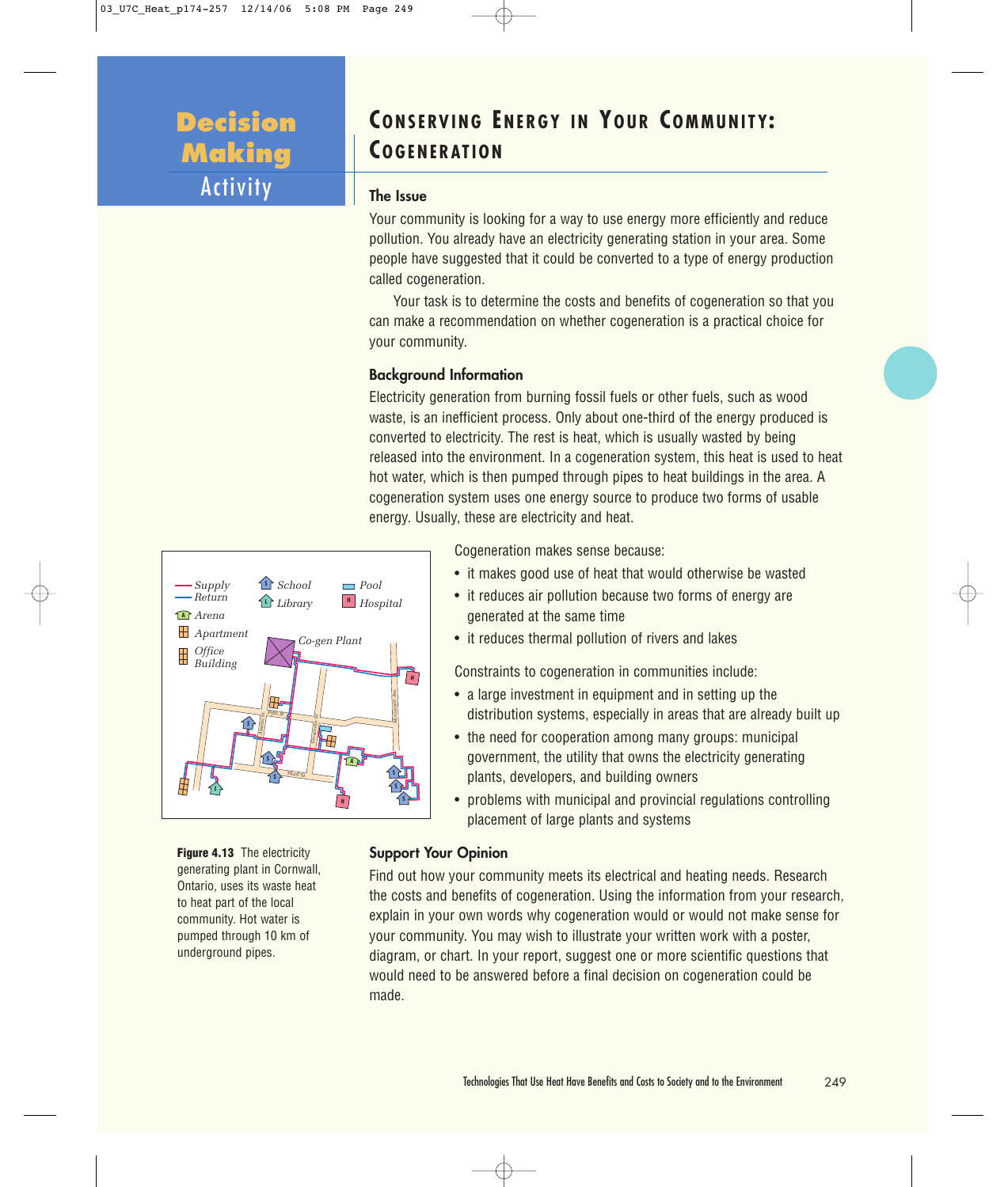# Decision Making Activity

## Conserving Energy in Your Community: Cogeneration

### The Issue

Your community is looking for a way to use energy more efficiently and reduce pollution. You already have an electricity generating station in your area. Some people have suggested that it could be converted to a type of energy production called cogeneration.

Your task is to determine the costs and benefits of cogeneration so that you can make a recommendation on whether cogeneration is a practical choice for your community.

### Background Information

Electricity generation from burning fossil fuels or other fuels, such as wood waste, is an inefficient process. Only about one-third of the energy produced is converted to electricity. The rest is heat, which is usually wasted by being released into the environment. In a cogeneration system, this heat is used to heat hot water, which is then pumped through pipes to heat buildings in the area. A cogeneration system uses one energy source to produce two forms of usable energy. Usually, these are electricity and heat.

**Figure 4.13** The electricity generating plant in Cornwall, Ontario, uses its waste heat to heat part of the local community. Hot water is pumped through 10 km of underground pipes.

Cogeneration makes sense because:

- it makes good use of heat that would otherwise be wasted
- it reduces air pollution because two forms of energy are generated at the same time
- it reduces thermal pollution of rivers and lakes

Constraints to cogeneration in communities include:

- a large investment in equipment and in setting up the distribution systems, especially in areas that are already built up
- the need for cooperation among many groups: municipal government, the utility that owns the electricity generating plants, developers, and building owners
- problems with municipal and provincial regulations controlling placement of large plants and systems

### Support Your Opinion

Find out how your community meets its electrical and heating needs. Research the costs and benefits of cogeneration. Using the information from your research, explain in your own words why cogeneration would or would not make sense for your community. You may wish to illustrate your written work with a poster, diagram, or chart. In your report, suggest one or more scientific questions that would need to be answered before a final decision on cogeneration could be made.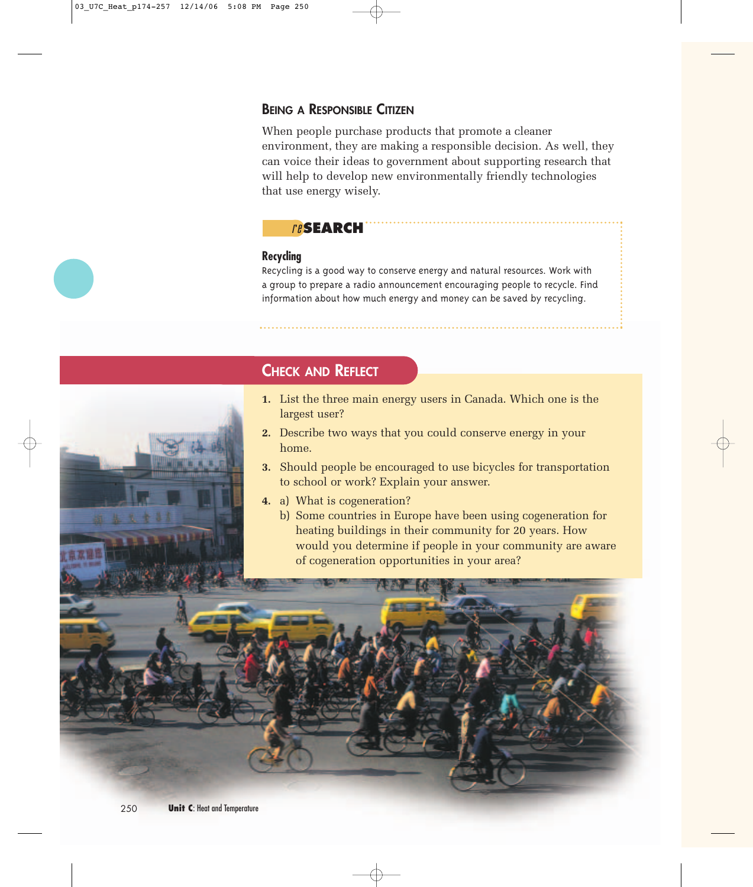## Being a Responsible Citizen

When people purchase products that promote a cleaner environment, they are making a responsible decision. As well, they can voice their ideas to government about supporting research that will help to develop new environmentally friendly technologies that use energy wisely.

### reSEARCH

**Recycling**

Recycling is a good way to conserve energy and natural resources. Work with a group to prepare a radio announcement encouraging people to recycle. Find information about how much energy and money can be saved by recycling.

## Check and Reflect

1. List the three main energy users in Canada. Which one is the largest user?
2. Describe two ways that you could conserve energy in your home.
3. Should people be encouraged to use bicycles for transportation to school or work? Explain your answer.
4. a) What is cogeneration?
   b) Some countries in Europe have been using cogeneration for heating buildings in their community for 20 years. How would you determine if people in your community are aware of cogeneration opportunities in your area?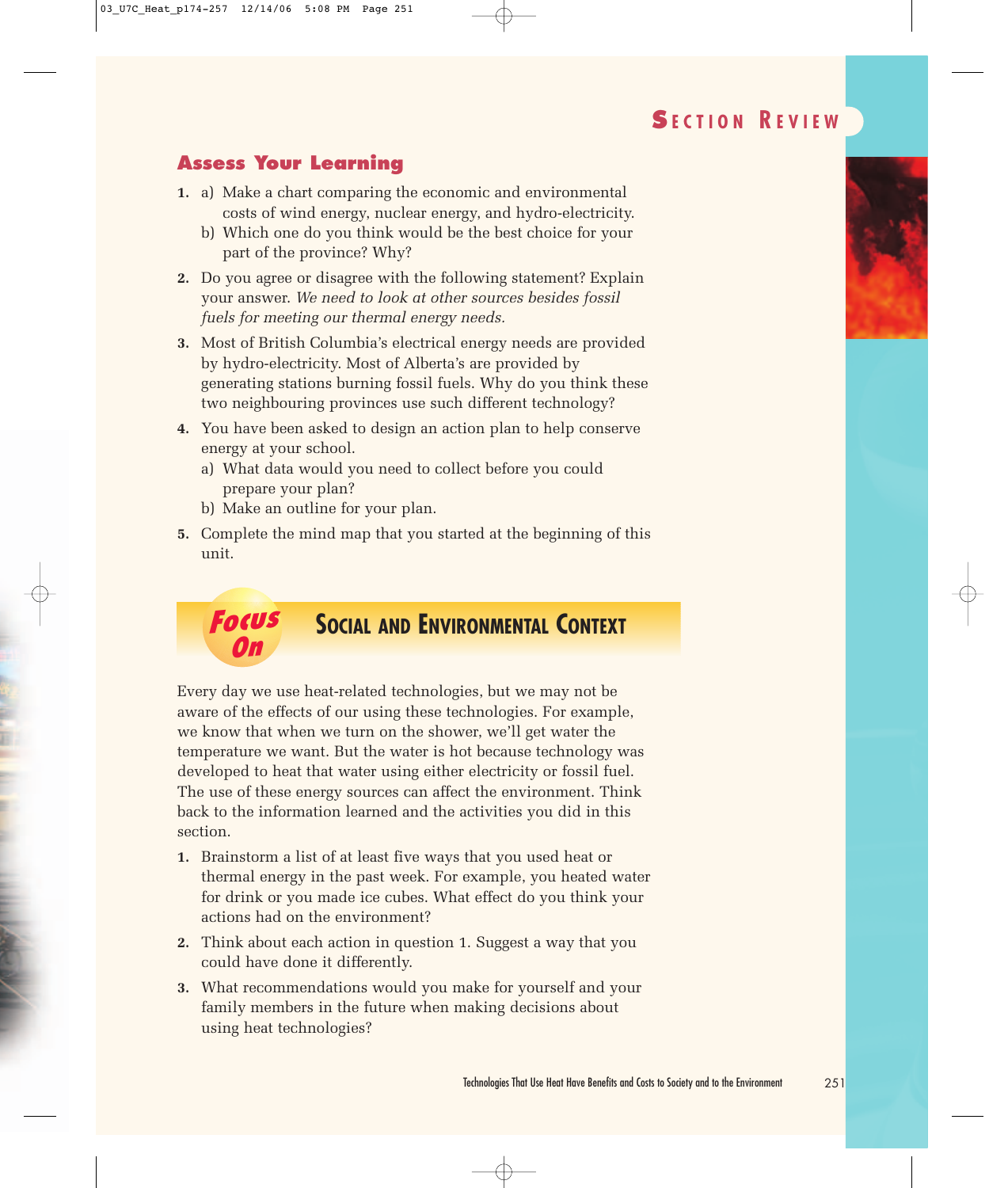## Section Review

### Assess Your Learning

1. a) Make a chart comparing the economic and environmental costs of wind energy, nuclear energy, and hydro-electricity.
   b) Which one do you think would be the best choice for your part of the province? Why?
2. Do you agree or disagree with the following statement? Explain your answer. *We need to look at other sources besides fossil fuels for meeting our thermal energy needs.*
3. Most of British Columbia's electrical energy needs are provided by hydro-electricity. Most of Alberta's are provided by generating stations burning fossil fuels. Why do you think these two neighbouring provinces use such different technology?
4. You have been asked to design an action plan to help conserve energy at your school.
   a) What data would you need to collect before you could prepare your plan?
   b) Make an outline for your plan.
5. Complete the mind map that you started at the beginning of this unit.

### Focus On — Social and Environmental Context

Every day we use heat-related technologies, but we may not be aware of the effects of our using these technologies. For example, we know that when we turn on the shower, we'll get water the temperature we want. But the water is hot because technology was developed to heat that water using either electricity or fossil fuel. The use of these energy sources can affect the environment. Think back to the information learned and the activities you did in this section.

1. Brainstorm a list of at least five ways that you used heat or thermal energy in the past week. For example, you heated water for drink or you made ice cubes. What effect do you think your actions had on the environment?
2. Think about each action in question 1. Suggest a way that you could have done it differently.
3. What recommendations would you make for yourself and your family members in the future when making decisions about using heat technologies?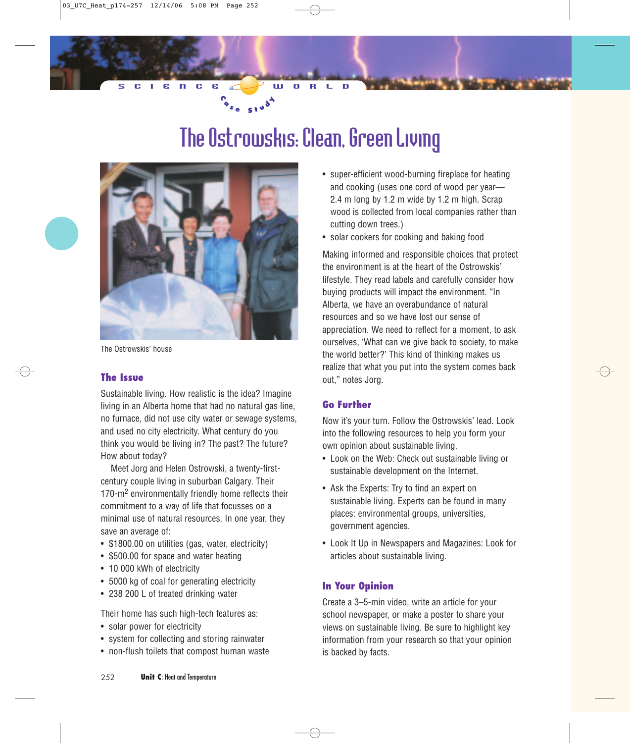SCIENCE WORLD

Case Study

# The Ostrowskis: Clean, Green Living

The Ostrowskis' house

## The Issue

Sustainable living. How realistic is the idea? Imagine living in an Alberta home that had no natural gas line, no furnace, did not use city water or sewage systems, and used no city electricity. What century do you think you would be living in? The past? The future? How about today?

Meet Jorg and Helen Ostrowski, a twenty-first-century couple living in suburban Calgary. Their 170-$m^2$ environmentally friendly home reflects their commitment to a way of life that focusses on a minimal use of natural resources. In one year, they save an average of:

- $1800.00 on utilities (gas, water, electricity)
- $500.00 for space and water heating
- 10 000 kWh of electricity
- 5000 kg of coal for generating electricity
- 238 200 L of treated drinking water

Their home has such high-tech features as:

- solar power for electricity
- system for collecting and storing rainwater
- non-flush toilets that compost human waste
- super-efficient wood-burning fireplace for heating and cooking (uses one cord of wood per year—2.4 m long by 1.2 m wide by 1.2 m high. Scrap wood is collected from local companies rather than cutting down trees.)
- solar cookers for cooking and baking food

Making informed and responsible choices that protect the environment is at the heart of the Ostrowskis' lifestyle. They read labels and carefully consider how buying products will impact the environment. "In Alberta, we have an overabundance of natural resources and so we have lost our sense of appreciation. We need to reflect for a moment, to ask ourselves, 'What can we give back to society, to make the world better?' This kind of thinking makes us realize that what you put into the system comes back out," notes Jorg.

## Go Further

Now it's your turn. Follow the Ostrowskis' lead. Look into the following resources to help you form your own opinion about sustainable living.

- Look on the Web: Check out sustainable living or sustainable development on the Internet.
- Ask the Experts: Try to find an expert on sustainable living. Experts can be found in many places: environmental groups, universities, government agencies.
- Look It Up in Newspapers and Magazines: Look for articles about sustainable living.

## In Your Opinion

Create a 3–5-min video, write an article for your school newspaper, or make a poster to share your views on sustainable living. Be sure to highlight key information from your research so that your opinion is backed by facts.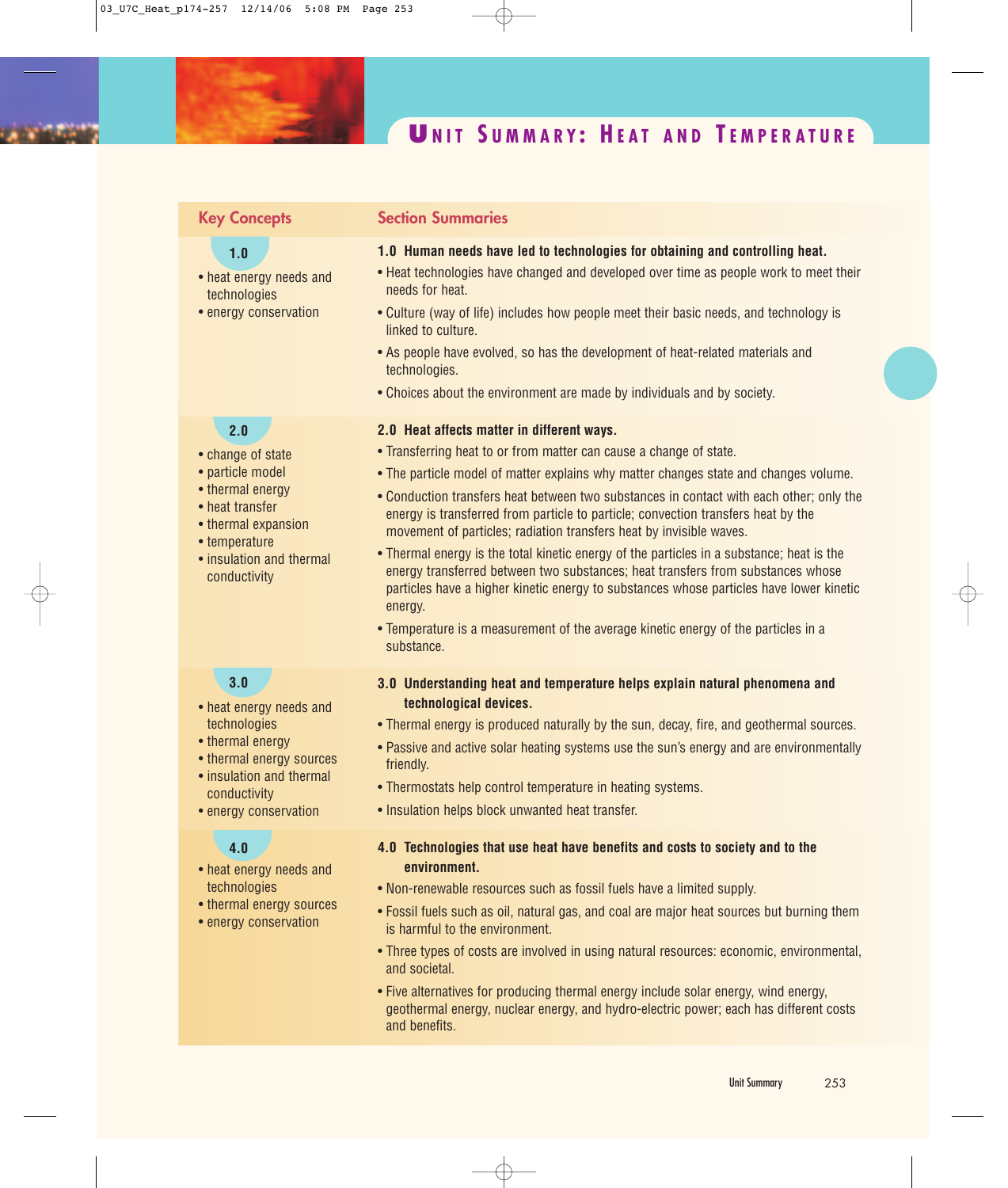# Unit Summary: Heat and Temperature

| Key Concepts | Section Summaries |
|---|---|
| **1.0**<br>• heat energy needs and technologies<br>• energy conservation | **1.0 Human needs have led to technologies for obtaining and controlling heat.**<br>• Heat technologies have changed and developed over time as people work to meet their needs for heat.<br>• Culture (way of life) includes how people meet their basic needs, and technology is linked to culture.<br>• As people have evolved, so has the development of heat-related materials and technologies.<br>• Choices about the environment are made by individuals and by society. |
| **2.0**<br>• change of state<br>• particle model<br>• thermal energy<br>• heat transfer<br>• thermal expansion<br>• temperature<br>• insulation and thermal conductivity | **2.0 Heat affects matter in different ways.**<br>• Transferring heat to or from matter can cause a change of state.<br>• The particle model of matter explains why matter changes state and changes volume.<br>• Conduction transfers heat between two substances in contact with each other; only the energy is transferred from particle to particle; convection transfers heat by the movement of particles; radiation transfers heat by invisible waves.<br>• Thermal energy is the total kinetic energy of the particles in a substance; heat is the energy transferred between two substances; heat transfers from substances whose particles have a higher kinetic energy to substances whose particles have lower kinetic energy.<br>• Temperature is a measurement of the average kinetic energy of the particles in a substance. |
| **3.0**<br>• heat energy needs and technologies<br>• thermal energy<br>• thermal energy sources<br>• insulation and thermal conductivity<br>• energy conservation | **3.0 Understanding heat and temperature helps explain natural phenomena and technological devices.**<br>• Thermal energy is produced naturally by the sun, decay, fire, and geothermal sources.<br>• Passive and active solar heating systems use the sun's energy and are environmentally friendly.<br>• Thermostats help control temperature in heating systems.<br>• Insulation helps block unwanted heat transfer. |
| **4.0**<br>• heat energy needs and technologies<br>• thermal energy sources<br>• energy conservation | **4.0 Technologies that use heat have benefits and costs to society and to the environment.**<br>• Non-renewable resources such as fossil fuels have a limited supply.<br>• Fossil fuels such as oil, natural gas, and coal are major heat sources but burning them is harmful to the environment.<br>• Three types of costs are involved in using natural resources: economic, environmental, and societal.<br>• Five alternatives for producing thermal energy include solar energy, wind energy, geothermal energy, nuclear energy, and hydro-electric power; each has different costs and benefits. |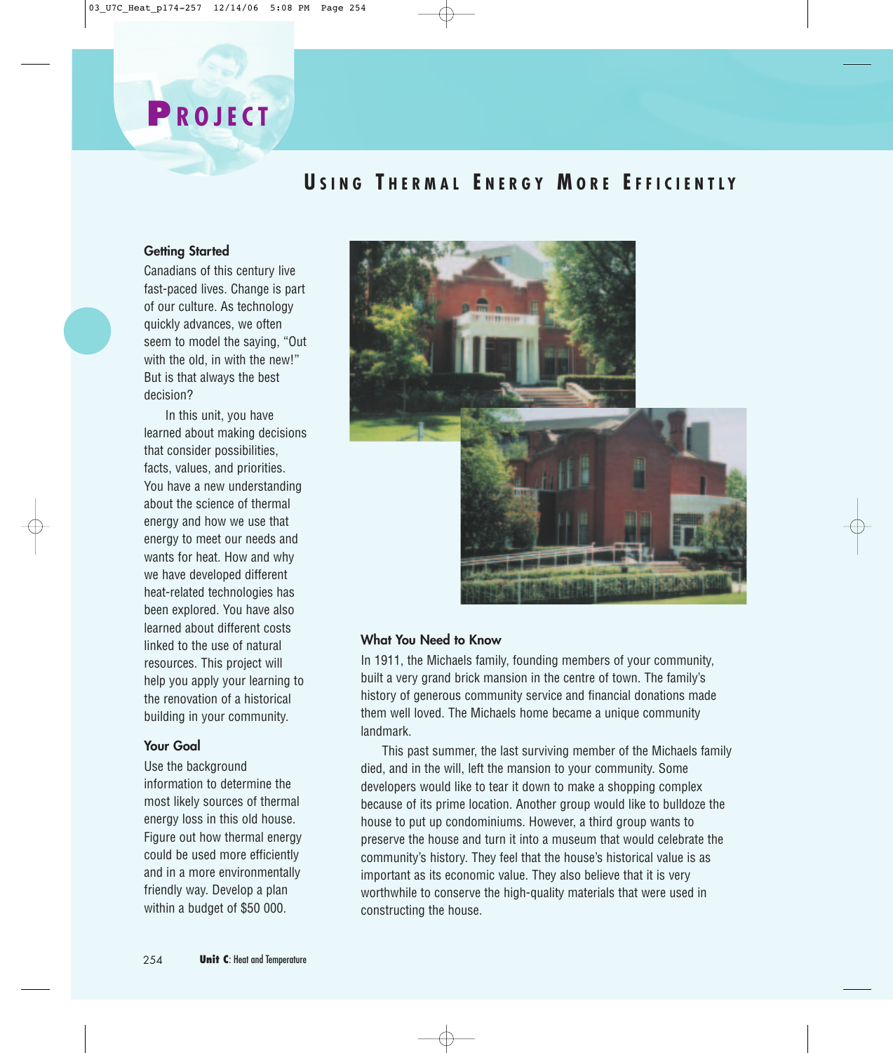# PROJECT

## USING THERMAL ENERGY MORE EFFICIENTLY

### Getting Started

Canadians of this century live fast-paced lives. Change is part of our culture. As technology quickly advances, we often seem to model the saying, "Out with the old, in with the new!" But is that always the best decision?

In this unit, you have learned about making decisions that consider possibilities, facts, values, and priorities. You have a new understanding about the science of thermal energy and how we use that energy to meet our needs and wants for heat. How and why we have developed different heat-related technologies has been explored. You have also learned about different costs linked to the use of natural resources. This project will help you apply your learning to the renovation of a historical building in your community.

### Your Goal

Use the background information to determine the most likely sources of thermal energy loss in this old house. Figure out how thermal energy could be used more efficiently and in a more environmentally friendly way. Develop a plan within a budget of $50 000.

### What You Need to Know

In 1911, the Michaels family, founding members of your community, built a very grand brick mansion in the centre of town. The family's history of generous community service and financial donations made them well loved. The Michaels home became a unique community landmark.

This past summer, the last surviving member of the Michaels family died, and in the will, left the mansion to your community. Some developers would like to tear it down to make a shopping complex because of its prime location. Another group would like to bulldoze the house to put up condominiums. However, a third group wants to preserve the house and turn it into a museum that would celebrate the community's history. They feel that the house's historical value is as important as its economic value. They also believe that it is very worthwhile to conserve the high-quality materials that were used in constructing the house.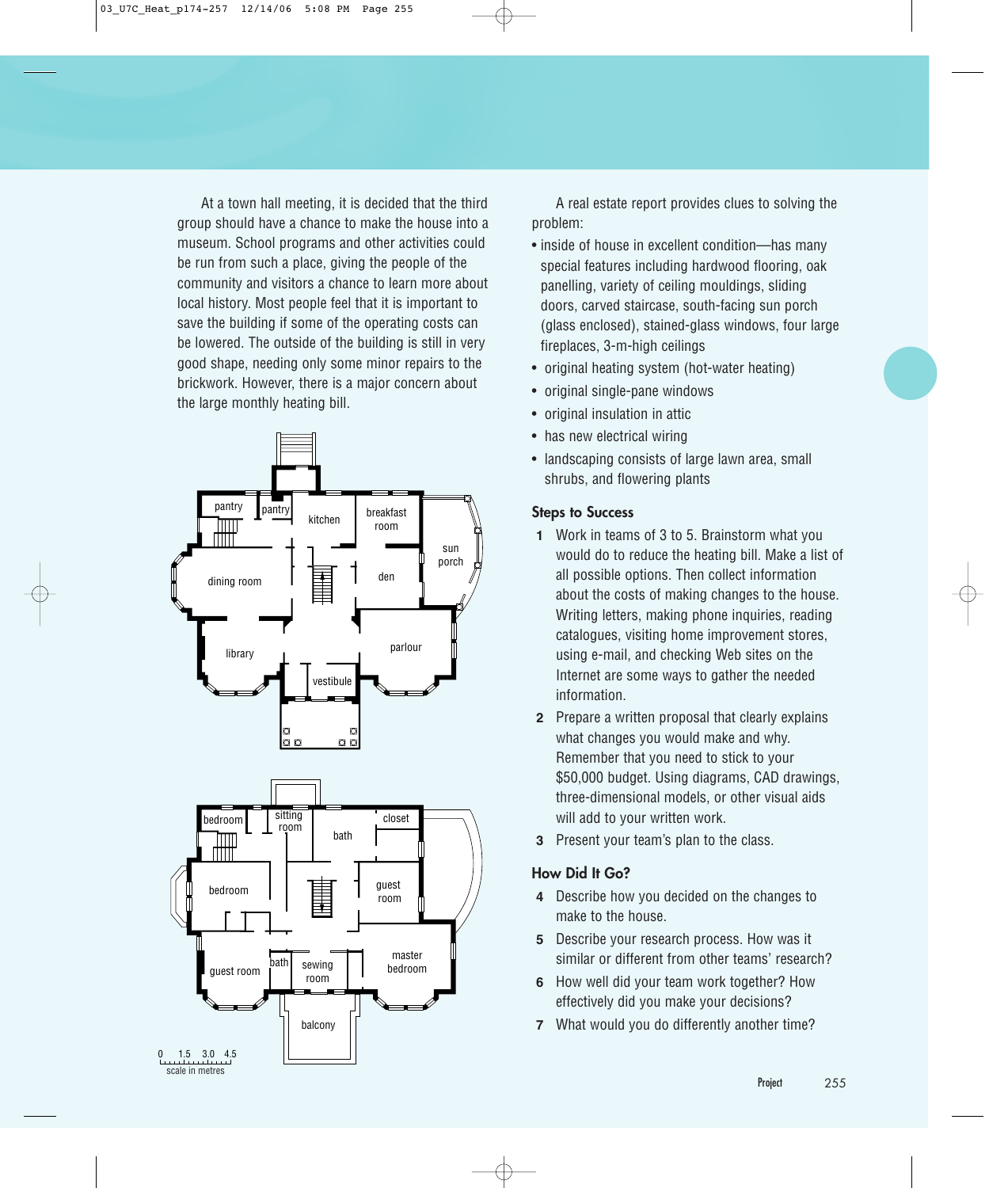At a town hall meeting, it is decided that the third group should have a chance to make the house into a museum. School programs and other activities could be run from such a place, giving the people of the community and visitors a chance to learn more about local history. Most people feel that it is important to save the building if some of the operating costs can be lowered. The outside of the building is still in very good shape, needing only some minor repairs to the brickwork. However, there is a major concern about the large monthly heating bill.

A real estate report provides clues to solving the problem:

- inside of house in excellent condition—has many special features including hardwood flooring, oak panelling, variety of ceiling mouldings, sliding doors, carved staircase, south-facing sun porch (glass enclosed), stained-glass windows, four large fireplaces, 3-m-high ceilings
- original heating system (hot-water heating)
- original single-pane windows
- original insulation in attic
- has new electrical wiring
- landscaping consists of large lawn area, small shrubs, and flowering plants

### Steps to Success

1. Work in teams of 3 to 5. Brainstorm what you would do to reduce the heating bill. Make a list of all possible options. Then collect information about the costs of making changes to the house. Writing letters, making phone inquiries, reading catalogues, visiting home improvement stores, using e-mail, and checking Web sites on the Internet are some ways to gather the needed information.
2. Prepare a written proposal that clearly explains what changes you would make and why. Remember that you need to stick to your $50,000 budget. Using diagrams, CAD drawings, three-dimensional models, or other visual aids will add to your written work.
3. Present your team's plan to the class.

### How Did It Go?

4. Describe how you decided on the changes to make to the house.
5. Describe your research process. How was it similar or different from other teams' research?
6. How well did your team work together? How effectively did you make your decisions?
7. What would you do differently another time?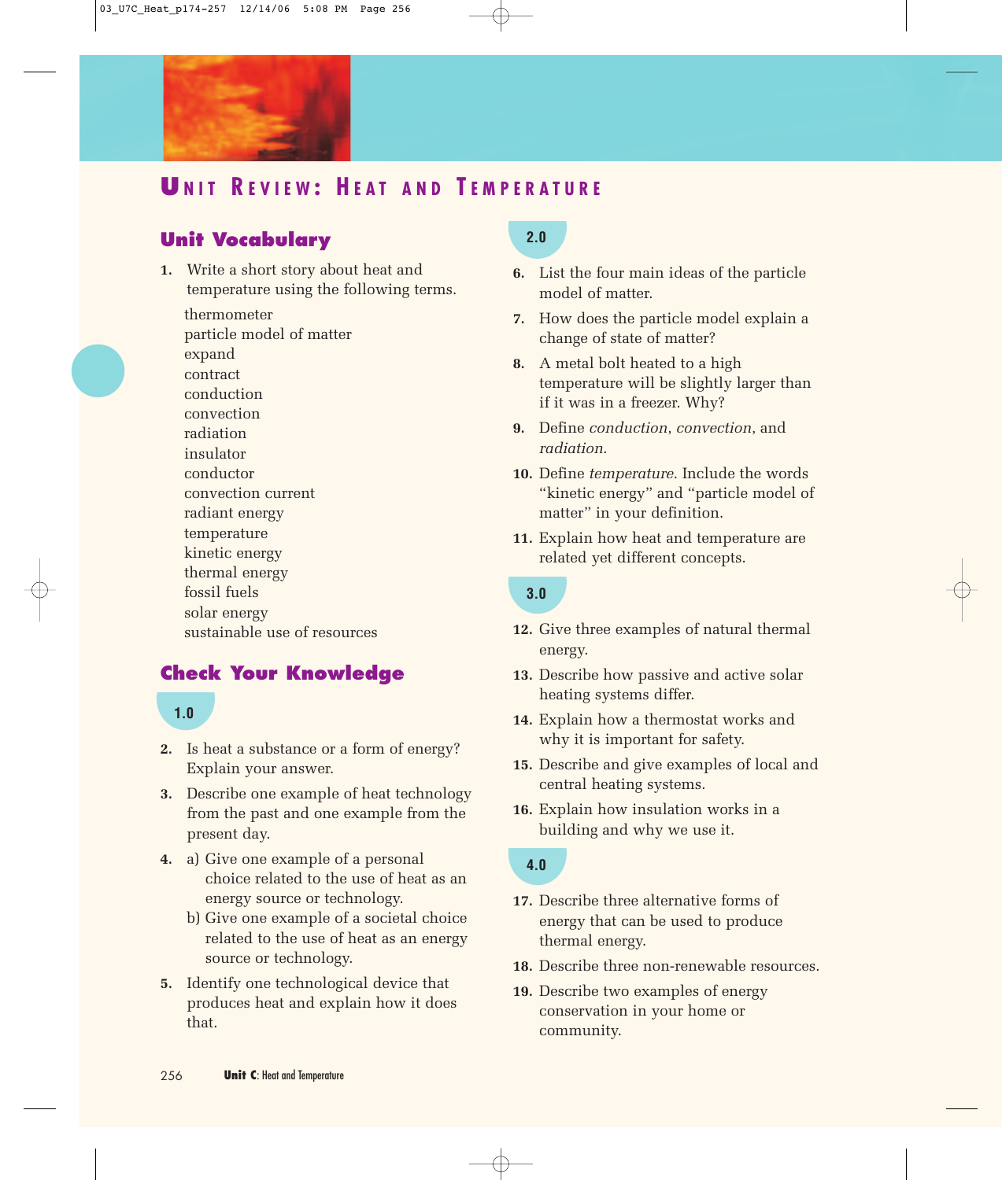# Unit Review: Heat and Temperature

## Unit Vocabulary

1. Write a short story about heat and temperature using the following terms.

   thermometer
   particle model of matter
   expand
   contract
   conduction
   convection
   radiation
   insulator
   conductor
   convection current
   radiant energy
   temperature
   kinetic energy
   thermal energy
   fossil fuels
   solar energy
   sustainable use of resources

## Check Your Knowledge

### 1.0

2. Is heat a substance or a form of energy? Explain your answer.
3. Describe one example of heat technology from the past and one example from the present day.
4. a) Give one example of a personal choice related to the use of heat as an energy source or technology.
   b) Give one example of a societal choice related to the use of heat as an energy source or technology.
5. Identify one technological device that produces heat and explain how it does that.

### 2.0

6. List the four main ideas of the particle model of matter.
7. How does the particle model explain a change of state of matter?
8. A metal bolt heated to a high temperature will be slightly larger than if it was in a freezer. Why?
9. Define *conduction*, *convection*, and *radiation*.
10. Define *temperature*. Include the words "kinetic energy" and "particle model of matter" in your definition.
11. Explain how heat and temperature are related yet different concepts.

### 3.0

12. Give three examples of natural thermal energy.
13. Describe how passive and active solar heating systems differ.
14. Explain how a thermostat works and why it is important for safety.
15. Describe and give examples of local and central heating systems.
16. Explain how insulation works in a building and why we use it.

### 4.0

17. Describe three alternative forms of energy that can be used to produce thermal energy.
18. Describe three non-renewable resources.
19. Describe two examples of energy conservation in your home or community.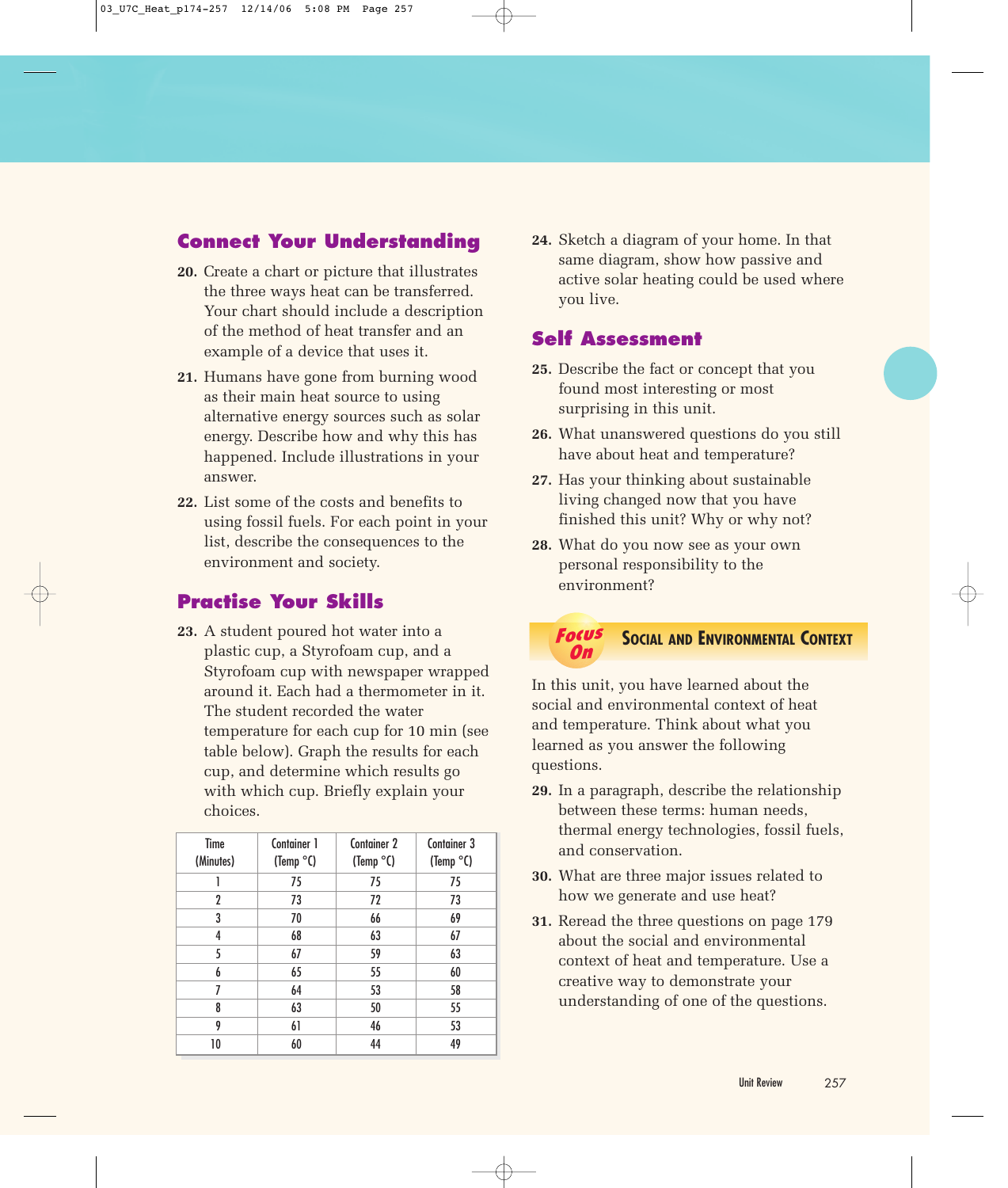## Connect Your Understanding

**20.** Create a chart or picture that illustrates the three ways heat can be transferred. Your chart should include a description of the method of heat transfer and an example of a device that uses it.

**21.** Humans have gone from burning wood as their main heat source to using alternative energy sources such as solar energy. Describe how and why this has happened. Include illustrations in your answer.

**22.** List some of the costs and benefits to using fossil fuels. For each point in your list, describe the consequences to the environment and society.

## Practise Your Skills

**23.** A student poured hot water into a plastic cup, a Styrofoam cup, and a Styrofoam cup with newspaper wrapped around it. Each had a thermometer in it. The student recorded the water temperature for each cup for 10 min (see table below). Graph the results for each cup, and determine which results go with which cup. Briefly explain your choices.

| Time (Minutes) | Container 1 (Temp °C) | Container 2 (Temp °C) | Container 3 (Temp °C) |
|---|---|---|---|
| 1 | 75 | 75 | 75 |
| 2 | 73 | 72 | 73 |
| 3 | 70 | 66 | 69 |
| 4 | 68 | 63 | 67 |
| 5 | 67 | 59 | 63 |
| 6 | 65 | 55 | 60 |
| 7 | 64 | 53 | 58 |
| 8 | 63 | 50 | 55 |
| 9 | 61 | 46 | 53 |
| 10 | 60 | 44 | 49 |

**24.** Sketch a diagram of your home. In that same diagram, show how passive and active solar heating could be used where you live.

## Self Assessment

**25.** Describe the fact or concept that you found most interesting or most surprising in this unit.

**26.** What unanswered questions do you still have about heat and temperature?

**27.** Has your thinking about sustainable living changed now that you have finished this unit? Why or why not?

**28.** What do you now see as your own personal responsibility to the environment?

### Focus On — Social and Environmental Context

In this unit, you have learned about the social and environmental context of heat and temperature. Think about what you learned as you answer the following questions.

**29.** In a paragraph, describe the relationship between these terms: human needs, thermal energy technologies, fossil fuels, and conservation.

**30.** What are three major issues related to how we generate and use heat?

**31.** Reread the three questions on page 179 about the social and environmental context of heat and temperature. Use a creative way to demonstrate your understanding of one of the questions.